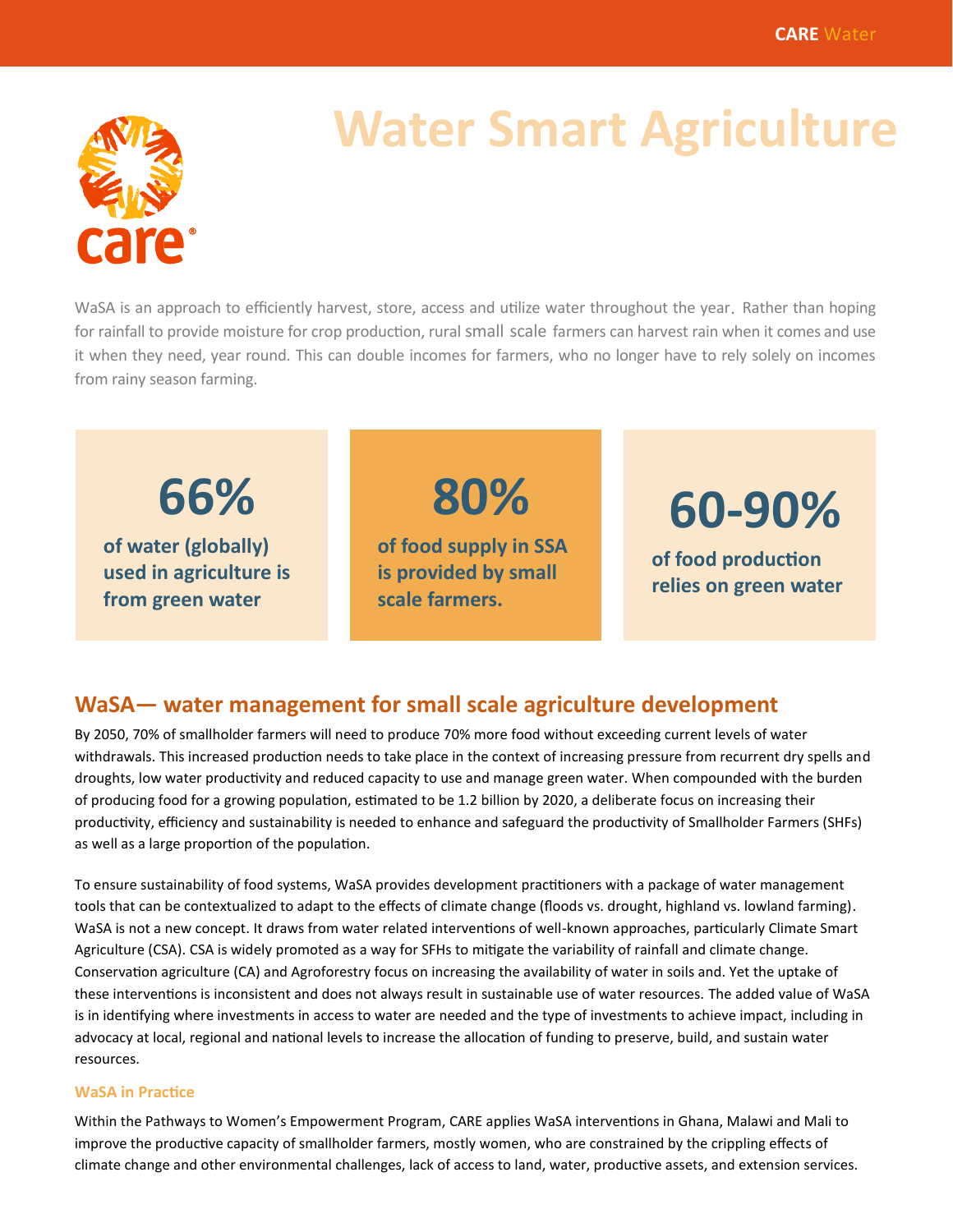# Water Smart Agriculture

WaSA is an approach to efficiently harvest, store, access and utilize water throughout the year. Rather than hoping for rainfall to provide moisture for crop production, rural small scale farmers can harvest rain when it comes and use it when they need, year round. This can double incomes for farmers, who no longer have to rely solely on incomes from rainy season farming.

**66%**
**of water (globally) used in agriculture is from green water**

**80%**
**of food supply in SSA is provided by small scale farmers.**

**60-90%**
**of food production relies on green water**

## WaSA— water management for small scale agriculture development

By 2050, 70% of smallholder farmers will need to produce 70% more food without exceeding current levels of water withdrawals. This increased production needs to take place in the context of increasing pressure from recurrent dry spells and droughts, low water productivity and reduced capacity to use and manage green water. When compounded with the burden of producing food for a growing population, estimated to be 1.2 billion by 2020, a deliberate focus on increasing their productivity, efficiency and sustainability is needed to enhance and safeguard the productivity of Smallholder Farmers (SHFs) as well as a large proportion of the population.

To ensure sustainability of food systems, WaSA provides development practitioners with a package of water management tools that can be contextualized to adapt to the effects of climate change (floods vs. drought, highland vs. lowland farming). WaSA is not a new concept. It draws from water related interventions of well-known approaches, particularly Climate Smart Agriculture (CSA). CSA is widely promoted as a way for SFHs to mitigate the variability of rainfall and climate change. Conservation agriculture (CA) and Agroforestry focus on increasing the availability of water in soils and. Yet the uptake of these interventions is inconsistent and does not always result in sustainable use of water resources. The added value of WaSA is in identifying where investments in access to water are needed and the type of investments to achieve impact, including in advocacy at local, regional and national levels to increase the allocation of funding to preserve, build, and sustain water resources.

### WaSA in Practice

Within the Pathways to Women's Empowerment Program, CARE applies WaSA interventions in Ghana, Malawi and Mali to improve the productive capacity of smallholder farmers, mostly women, who are constrained by the crippling effects of climate change and other environmental challenges, lack of access to land, water, productive assets, and extension services.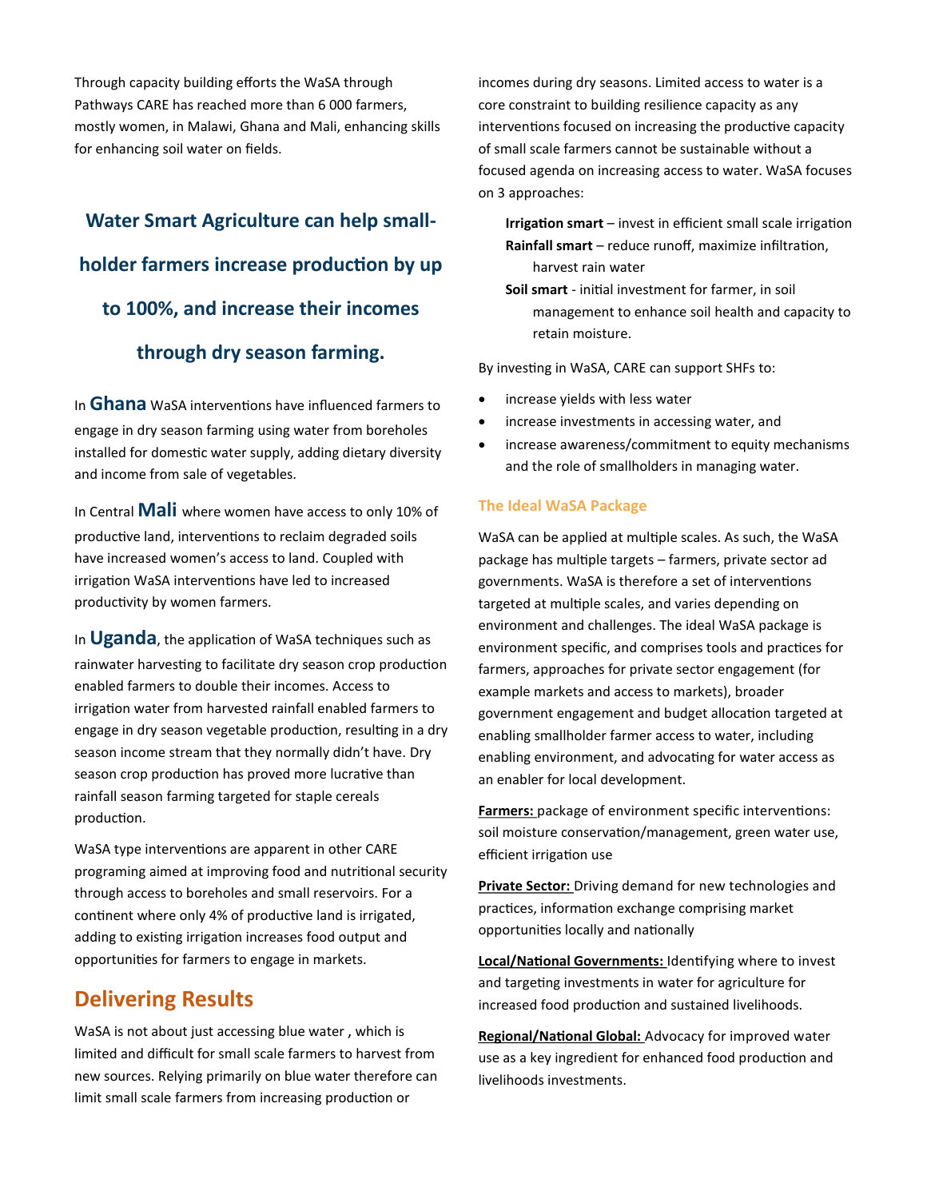Through capacity building efforts the WaSA through Pathways CARE has reached more than 6 000 farmers, mostly women, in Malawi, Ghana and Mali, enhancing skills for enhancing soil water on fields.

**Water Smart Agriculture can help small-holder farmers increase production by up to 100%, and increase their incomes through dry season farming.**

In **Ghana** WaSA interventions have influenced farmers to engage in dry season farming using water from boreholes installed for domestic water supply, adding dietary diversity and income from sale of vegetables.

In Central **Mali** where women have access to only 10% of productive land, interventions to reclaim degraded soils have increased women's access to land. Coupled with irrigation WaSA interventions have led to increased productivity by women farmers.

In **Uganda**, the application of WaSA techniques such as rainwater harvesting to facilitate dry season crop production enabled farmers to double their incomes. Access to irrigation water from harvested rainfall enabled farmers to engage in dry season vegetable production, resulting in a dry season income stream that they normally didn't have. Dry season crop production has proved more lucrative than rainfall season farming targeted for staple cereals production.

WaSA type interventions are apparent in other CARE programing aimed at improving food and nutritional security through access to boreholes and small reservoirs. For a continent where only 4% of productive land is irrigated, adding to existing irrigation increases food output and opportunities for farmers to engage in markets.

## Delivering Results

WaSA is not about just accessing blue water , which is limited and difficult for small scale farmers to harvest from new sources. Relying primarily on blue water therefore can limit small scale farmers from increasing production or incomes during dry seasons. Limited access to water is a core constraint to building resilience capacity as any interventions focused on increasing the productive capacity of small scale farmers cannot be sustainable without a focused agenda on increasing access to water. WaSA focuses on 3 approaches:

**Irrigation smart** – invest in efficient small scale irrigation
**Rainfall smart** – reduce runoff, maximize infiltration, harvest rain water
**Soil smart** - initial investment for farmer, in soil management to enhance soil health and capacity to retain moisture.

By investing in WaSA, CARE can support SHFs to:

- increase yields with less water
- increase investments in accessing water, and
- increase awareness/commitment to equity mechanisms and the role of smallholders in managing water.

### The Ideal WaSA Package

WaSA can be applied at multiple scales. As such, the WaSA package has multiple targets – farmers, private sector ad governments. WaSA is therefore a set of interventions targeted at multiple scales, and varies depending on environment and challenges. The ideal WaSA package is environment specific, and comprises tools and practices for farmers, approaches for private sector engagement (for example markets and access to markets), broader government engagement and budget allocation targeted at enabling smallholder farmer access to water, including enabling environment, and advocating for water access as an enabler for local development.

**Farmers:** package of environment specific interventions: soil moisture conservation/management, green water use, efficient irrigation use

**Private Sector:** Driving demand for new technologies and practices, information exchange comprising market opportunities locally and nationally

**Local/National Governments:** Identifying where to invest and targeting investments in water for agriculture for increased food production and sustained livelihoods.

**Regional/National Global:** Advocacy for improved water use as a key ingredient for enhanced food production and livelihoods investments.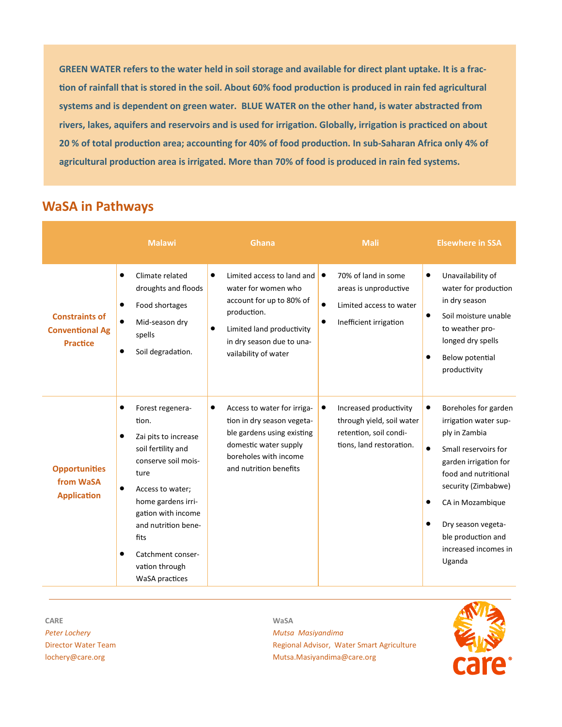**GREEN WATER refers to the water held in soil storage and available for direct plant uptake. It is a fraction of rainfall that is stored in the soil. About 60% food production is produced in rain fed agricultural systems and is dependent on green water. BLUE WATER on the other hand, is water abstracted from rivers, lakes, aquifers and reservoirs and is used for irrigation. Globally, irrigation is practiced on about 20 % of total production area; accounting for 40% of food production. In sub-Saharan Africa only 4% of agricultural production area is irrigated. More than 70% of food is produced in rain fed systems.**

## WaSA in Pathways

| | Malawi | Ghana | Mali | Elsewhere in SSA |
|---|---|---|---|---|
| **Constraints of Conventional Ag Practice** | • Climate related droughts and floods<br>• Food shortages<br>• Mid-season dry spells<br>• Soil degradation. | • Limited access to land and water for women who account for up to 80% of production.<br>• Limited land productivity in dry season due to unavailability of water | • 70% of land in some areas is unproductive<br>• Limited access to water<br>• Inefficient irrigation | • Unavailability of water for production in dry season<br>• Soil moisture unable to weather prolonged dry spells<br>• Below potential productivity |
| **Opportunities from WaSA Application** | • Forest regeneration.<br>• Zai pits to increase soil fertility and conserve soil moisture<br>• Access to water; home gardens irrigation with income and nutrition benefits<br>• Catchment conservation through WaSA practices | • Access to water for irrigation in dry season vegetable gardens using existing domestic water supply boreholes with income and nutrition benefits | • Increased productivity through yield, soil water retention, soil conditions, land restoration. | • Boreholes for garden irrigation water supply in Zambia<br>• Small reservoirs for garden irrigation for food and nutritional security (Zimbabwe)<br>• CA in Mozambique<br>• Dry season vegetable production and increased incomes in Uganda |

**CARE**
*Peter Lochery*
Director Water Team
lochery@care.org

**WaSA**
*Mutsa Masiyandima*
Regional Advisor, Water Smart Agriculture
Mutsa.Masiyandima@care.org

care®